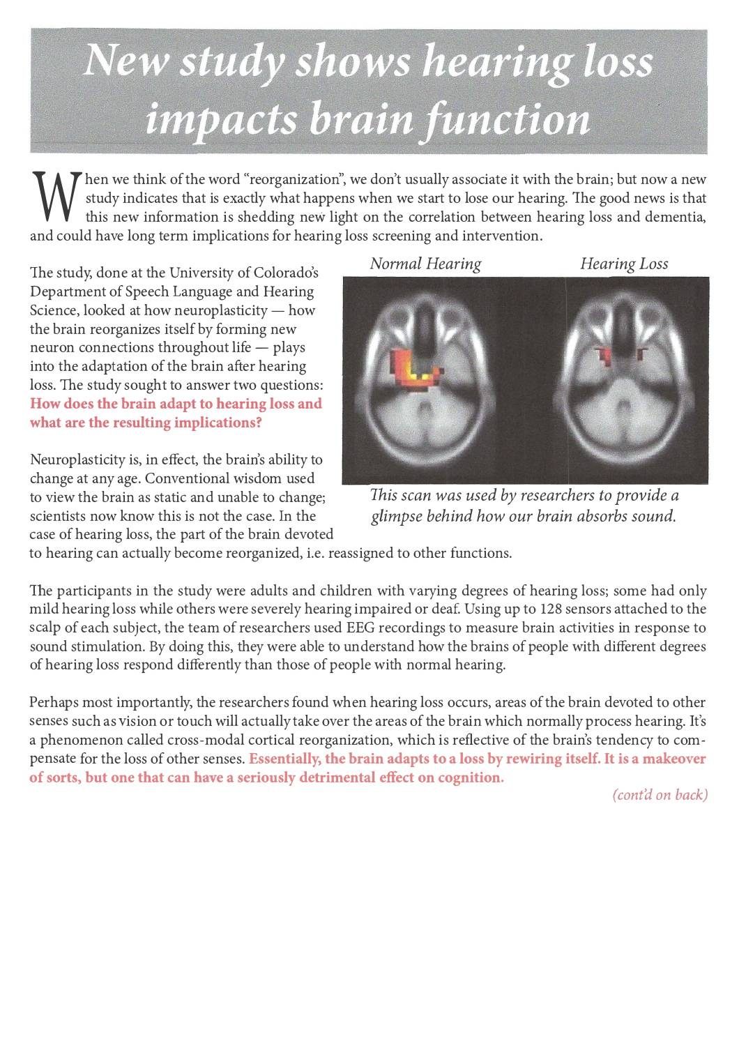# New study shows hearing loss impacts brain function

When we think of the word "reorganization", we don't usually associate it with the brain; but now a new study indicates that is exactly what happens when we start to lose our hearing. The good news is that this new information is shedding new light on the correlation between hearing loss and dementia, and could have long term implications for hearing loss screening and intervention.

The study, done at the University of Colorado's Department of Speech Language and Hearing Science, looked at how neuroplasticity — how the brain reorganizes itself by forming new neuron connections throughout life — plays into the adaptation of the brain after hearing loss. The study sought to answer two questions: **How does the brain adapt to hearing loss and what are the resulting implications?**

*Normal Hearing* *Hearing Loss*

*This scan was used by researchers to provide a glimpse behind how our brain absorbs sound.*

Neuroplasticity is, in effect, the brain's ability to change at any age. Conventional wisdom used to view the brain as static and unable to change; scientists now know this is not the case. In the case of hearing loss, the part of the brain devoted to hearing can actually become reorganized, i.e. reassigned to other functions.

The participants in the study were adults and children with varying degrees of hearing loss; some had only mild hearing loss while others were severely hearing impaired or deaf. Using up to 128 sensors attached to the scalp of each subject, the team of researchers used EEG recordings to measure brain activities in response to sound stimulation. By doing this, they were able to understand how the brains of people with different degrees of hearing loss respond differently than those of people with normal hearing.

Perhaps most importantly, the researchers found when hearing loss occurs, areas of the brain devoted to other senses such as vision or touch will actually take over the areas of the brain which normally process hearing. It's a phenomenon called cross-modal cortical reorganization, which is reflective of the brain's tendency to compensate for the loss of other senses. **Essentially, the brain adapts to a loss by rewiring itself. It is a makeover of sorts, but one that can have a seriously detrimental effect on cognition.**

*(cont'd on back)*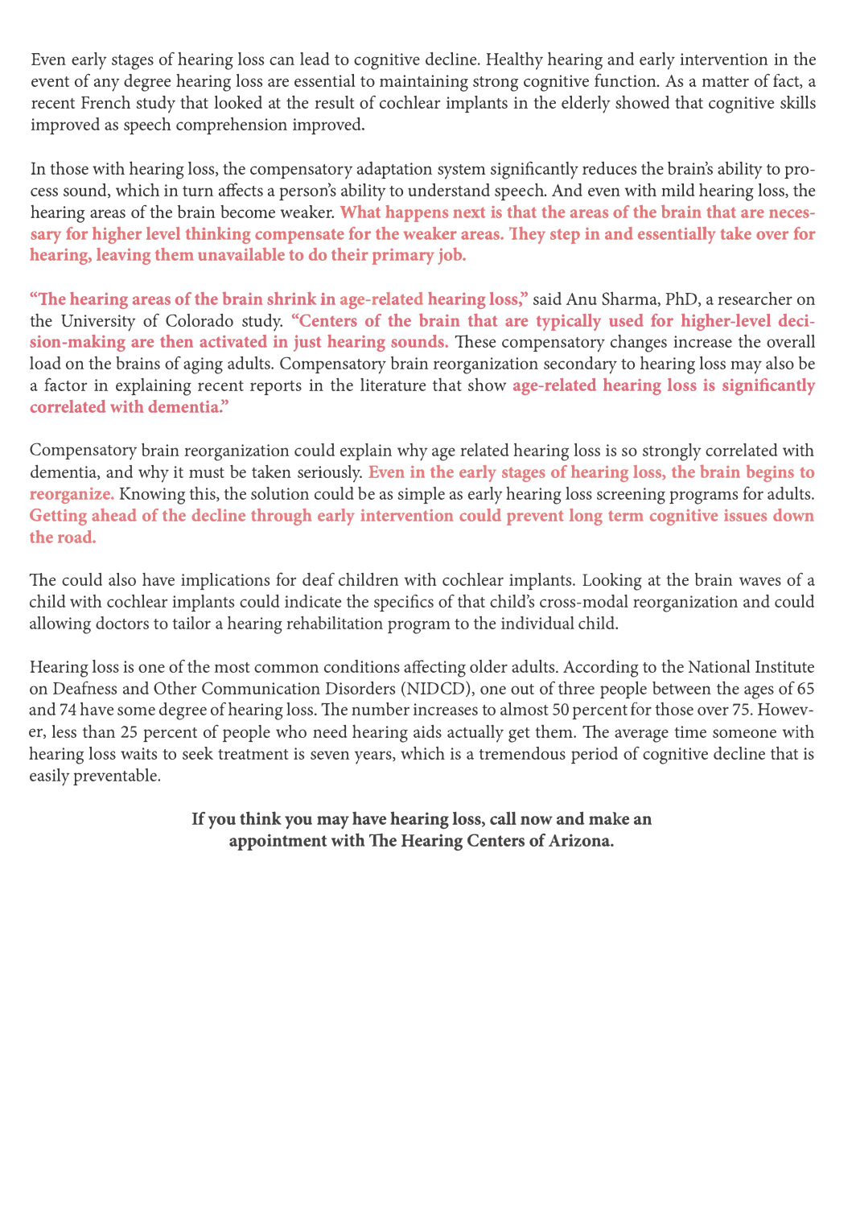Even early stages of hearing loss can lead to cognitive decline. Healthy hearing and early intervention in the event of any degree hearing loss are essential to maintaining strong cognitive function. As a matter of fact, a recent French study that looked at the result of cochlear implants in the elderly showed that cognitive skills improved as speech comprehension improved.

In those with hearing loss, the compensatory adaptation system significantly reduces the brain's ability to process sound, which in turn affects a person's ability to understand speech. And even with mild hearing loss, the hearing areas of the brain become weaker. **What happens next is that the areas of the brain that are necessary for higher level thinking compensate for the weaker areas. They step in and essentially take over for hearing, leaving them unavailable to do their primary job.**

**"The hearing areas of the brain shrink in age-related hearing loss,"** said Anu Sharma, PhD, a researcher on the University of Colorado study. **"Centers of the brain that are typically used for higher-level decision-making are then activated in just hearing sounds.** These compensatory changes increase the overall load on the brains of aging adults. Compensatory brain reorganization secondary to hearing loss may also be a factor in explaining recent reports in the literature that show **age-related hearing loss is significantly correlated with dementia."**

Compensatory brain reorganization could explain why age related hearing loss is so strongly correlated with dementia, and why it must be taken seriously. **Even in the early stages of hearing loss, the brain begins to reorganize.** Knowing this, the solution could be as simple as early hearing loss screening programs for adults. **Getting ahead of the decline through early intervention could prevent long term cognitive issues down the road.**

The could also have implications for deaf children with cochlear implants. Looking at the brain waves of a child with cochlear implants could indicate the specifics of that child's cross-modal reorganization and could allowing doctors to tailor a hearing rehabilitation program to the individual child.

Hearing loss is one of the most common conditions affecting older adults. According to the National Institute on Deafness and Other Communication Disorders (NIDCD), one out of three people between the ages of 65 and 74 have some degree of hearing loss. The number increases to almost 50 percent for those over 75. However, less than 25 percent of people who need hearing aids actually get them. The average time someone with hearing loss waits to seek treatment is seven years, which is a tremendous period of cognitive decline that is easily preventable.

**If you think you may have hearing loss, call now and make an appointment with The Hearing Centers of Arizona.**